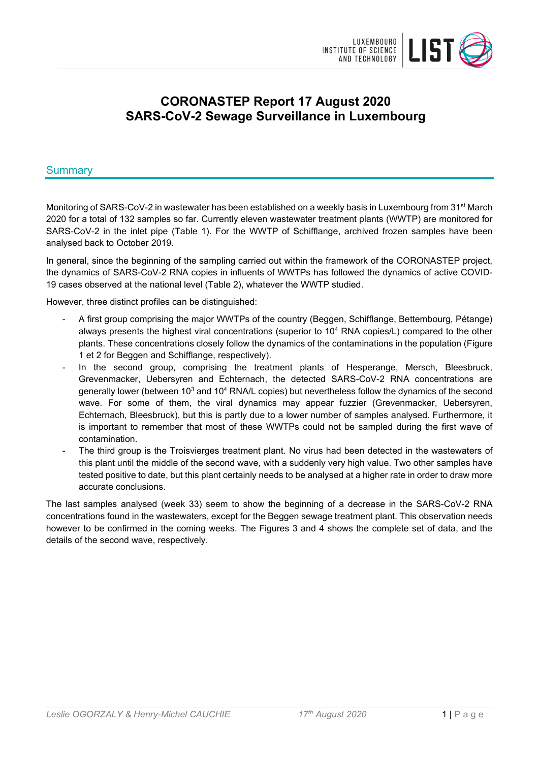# CORONASTEP Report 17 August 2020
# SARS-CoV-2 Sewage Surveillance in Luxembourg

## Summary

Monitoring of SARS-CoV-2 in wastewater has been established on a weekly basis in Luxembourg from 31st March 2020 for a total of 132 samples so far. Currently eleven wastewater treatment plants (WWTP) are monitored for SARS-CoV-2 in the inlet pipe (Table 1). For the WWTP of Schifflange, archived frozen samples have been analysed back to October 2019.

In general, since the beginning of the sampling carried out within the framework of the CORONASTEP project, the dynamics of SARS-CoV-2 RNA copies in influents of WWTPs has followed the dynamics of active COVID-19 cases observed at the national level (Table 2), whatever the WWTP studied.

However, three distinct profiles can be distinguished:

- A first group comprising the major WWTPs of the country (Beggen, Schifflange, Bettembourg, Pétange) always presents the highest viral concentrations (superior to $10^4$ RNA copies/L) compared to the other plants. These concentrations closely follow the dynamics of the contaminations in the population (Figure 1 et 2 for Beggen and Schifflange, respectively).
- In the second group, comprising the treatment plants of Hesperange, Mersch, Bleesbruck, Grevenmacker, Uebersyren and Echternach, the detected SARS-CoV-2 RNA concentrations are generally lower (between $10^3$ and $10^4$ RNA/L copies) but nevertheless follow the dynamics of the second wave. For some of them, the viral dynamics may appear fuzzier (Grevenmacker, Uebersyren, Echternach, Bleesbruck), but this is partly due to a lower number of samples analysed. Furthermore, it is important to remember that most of these WWTPs could not be sampled during the first wave of contamination.
- The third group is the Troisvierges treatment plant. No virus had been detected in the wastewaters of this plant until the middle of the second wave, with a suddenly very high value. Two other samples have tested positive to date, but this plant certainly needs to be analysed at a higher rate in order to draw more accurate conclusions.

The last samples analysed (week 33) seem to show the beginning of a decrease in the SARS-CoV-2 RNA concentrations found in the wastewaters, except for the Beggen sewage treatment plant. This observation needs however to be confirmed in the coming weeks. The Figures 3 and 4 shows the complete set of data, and the details of the second wave, respectively.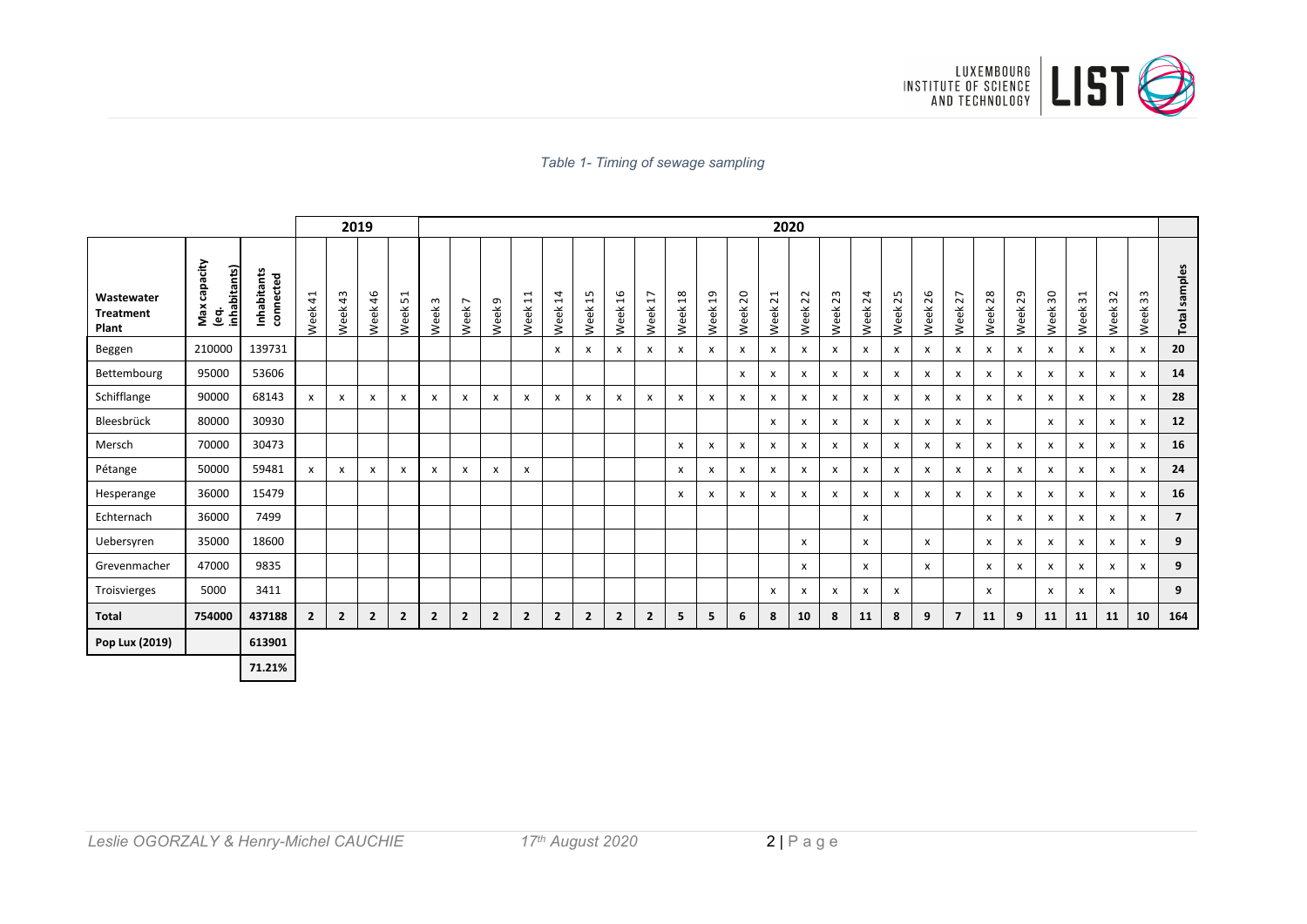*Table 1- Timing of sewage sampling*

| Wastewater Treatment Plant | Max capacity (eq. inhabitants) | Inhabitants connected | 2019 | | | | 2020 | | | | | | | | | | | | | | | | | | | | | | | | | | |
|---|---|---|---|---|---|---|---|---|---|---|---|---|---|---|---|---|---|---|---|---|---|---|---|---|---|---|---|---|---|---|---|---|---|
| | | | Week 41 | Week 43 | Week 46 | Week 51 | Week 3 | Week 7 | Week 9 | Week 11 | Week 14 | Week 15 | Week 16 | Week 17 | Week 18 | Week 19 | Week 20 | Week 21 | Week 22 | Week 23 | Week 24 | Week 25 | Week 26 | Week 27 | Week 28 | Week 29 | Week 30 | Week 31 | Week 32 | Week 33 | Total samples |
| Beggen | 210000 | 139731 | | | | | | | | | x | x | x | x | x | x | x | x | x | x | x | x | x | x | x | x | x | x | x | x | **20** |
| Bettembourg | 95000 | 53606 | | | | | | | | | | | | | | | x | x | x | x | x | x | x | x | x | x | x | x | x | x | **14** |
| Schifflange | 90000 | 68143 | x | x | x | x | x | x | x | x | x | x | x | x | x | x | x | x | x | x | x | x | x | x | x | x | x | x | x | x | **28** |
| Bleesbrück | 80000 | 30930 | | | | | | | | | | | | | | | | x | x | x | x | x | x | x | x | | x | x | x | x | **12** |
| Mersch | 70000 | 30473 | | | | | | | | | | | | | x | x | x | x | x | x | x | x | x | x | x | x | x | x | x | x | **16** |
| Pétange | 50000 | 59481 | x | x | x | x | x | x | x | x | | | | | x | x | x | x | x | x | x | x | x | x | x | x | x | x | x | x | **24** |
| Hesperange | 36000 | 15479 | | | | | | | | | | | | | x | x | x | x | x | x | x | x | x | x | x | x | x | x | x | x | **16** |
| Echternach | 36000 | 7499 | | | | | | | | | | | | | | | | | | | x | | | | x | x | x | x | x | x | **7** |
| Uebersyren | 35000 | 18600 | | | | | | | | | | | | | | | | | x | | x | | x | | x | x | x | x | x | x | **9** |
| Grevenmacher | 47000 | 9835 | | | | | | | | | | | | | | | | | x | | x | | x | | x | x | x | x | x | x | **9** |
| Troisvierges | 5000 | 3411 | | | | | | | | | | | | | | | | x | x | x | x | x | | | x | | x | x | x | | **9** |
| **Total** | **754000** | **437188** | **2** | **2** | **2** | **2** | **2** | **2** | **2** | **2** | **2** | **2** | **2** | **2** | **5** | **5** | **6** | **8** | **10** | **8** | **11** | **8** | **9** | **7** | **11** | **9** | **11** | **11** | **11** | **10** | **164** |
| **Pop Lux (2019)** | | **613901** | | | | | | | | | | | | | | | | | | | | | | | | | | | | | |
| | | **71.21%** | | | | | | | | | | | | | | | | | | | | | | | | | | | | | |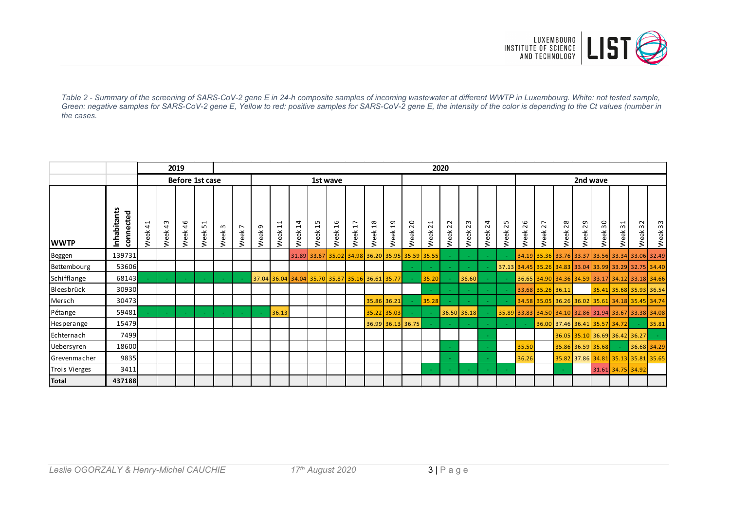*Table 2 - Summary of the screening of SARS-CoV-2 gene E in 24-h composite samples of incoming wastewater at different WWTP in Luxembourg. White: not tested sample, Green: negative samples for SARS-CoV-2 gene E, Yellow to red: positive samples for SARS-CoV-2 gene E, the intensity of the color is depending to the Ct values (number in the cases.*

| | | 2019 | | | | 2020 | | | | | | | | | | | | | | | | | | | | | | | |
|---|---|---|---|---|---|---|---|---|---|---|---|---|---|---|---|---|---|---|---|---|---|---|---|---|---|---|---|---|---|
| | | Before 1st case | | | | | | 1st wave | | | | | | | | | | | | | | 2nd wave | | | | | | | |
| **WWTP** | **Inhabitants connected** | Week 41 | Week 43 | Week 46 | Week 51 | Week 3 | Week 7 | Week 9 | Week 11 | Week 14 | Week 15 | Week 16 | Week 17 | Week 18 | Week 19 | Week 20 | Week 21 | Week 22 | Week 23 | Week 24 | Week 25 | Week 26 | Week 27 | Week 28 | Week 29 | Week 30 | Week 31 | Week 32 | Week 33 |
| Beggen | 139731 | | | | | | | | | 31.89 | 33.67 | 35.02 | 34.98 | 36.20 | 35.95 | 35.59 | 35.55 | - | - | - | - | 34.19 | 35.36 | 33.76 | 33.37 | 33.56 | 33.34 | 33.06 | 32.49 |
| Bettembourg | 53606 | | | | | | | | | | | | | | | - | - | - | - | - | 37.13 | 34.45 | 35.26 | 34.83 | 33.04 | 33.99 | 33.29 | 32.75 | 34.40 |
| Schifflange | 68143 | - | - | - | - | - | - | 37.04 | 36.04 | 34.04 | 35.70 | 35.87 | 35.16 | 36.61 | 35.77 | - | 35.20 | - | 36.60 | - | - | 36.65 | 34.90 | 34.36 | 34.59 | 33.17 | 34.12 | 33.18 | 34.66 |
| Bleesbrück | 30930 | | | | | | | | | | | | | | | | - | - | - | - | - | 33.68 | 35.26 | 36.11 | | 35.41 | 35.68 | 35.93 | 36.54 |
| Mersch | 30473 | | | | | | | | | | | | | 35.86 | 36.21 | - | 35.28 | - | - | - | - | 34.58 | 35.05 | 36.26 | 36.02 | 35.61 | 34.18 | 35.45 | 34.74 |
| Pétange | 59481 | - | - | - | - | - | - | - | 36.13 | | | | | 35.22 | 35.03 | - | - | 36.50 | 36.18 | - | 35.89 | 33.83 | 34.50 | 34.10 | 32.86 | 31.94 | 33.67 | 33.38 | 34.08 |
| Hesperange | 15479 | | | | | | | | | | | | | 36.99 | 36.13 | 36.75 | - | - | - | - | - | - | 36.00 | 37.46 | 36.41 | 35.57 | 34.72 | - | 35.81 |
| Echternach | 7499 | | | | | | | | | | | | | | | | | | | - | | | | 36.05 | 35.10 | 36.69 | 36.42 | 36.27 | - |
| Uebersyren | 18600 | | | | | | | | | | | | | | | | | - | | - | | 35.50 | | 35.86 | 36.59 | 35.68 | - | 36.68 | 34.29 |
| Grevenmacher | 9835 | | | | | | | | | | | | | | | | | - | | - | | 36.26 | | 35.82 | 37.86 | 34.81 | 35.13 | 35.81 | 35.65 |
| Trois Vierges | 3411 | | | | | | | | | | | | | | | | - | - | - | - | - | | | - | | 31.61 | 34.75 | 34.92 | |
| **Total** | **437188** | | | | | | | | | | | | | | | | | | | | | | | | | | | | |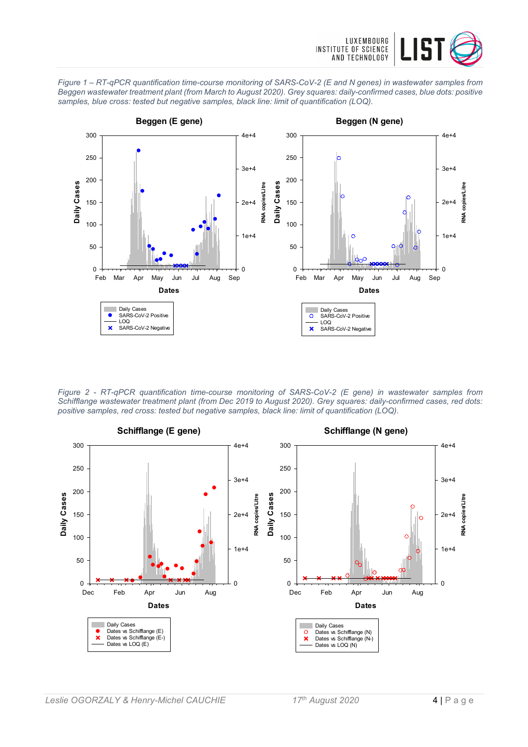*Figure 1 – RT-qPCR quantification time-course monitoring of SARS-CoV-2 (E and N genes) in wastewater samples from Beggen wastewater treatment plant (from March to August 2020). Grey squares: daily-confirmed cases, blue dots: positive samples, blue cross: tested but negative samples, black line: limit of quantification (LOQ).*

*Figure 2 - RT-qPCR quantification time-course monitoring of SARS-CoV-2 (E gene) in wastewater samples from Schifflange wastewater treatment plant (from Dec 2019 to August 2020). Grey squares: daily-confirmed cases, red dots: positive samples, red cross: tested but negative samples, black line: limit of quantification (LOQ).*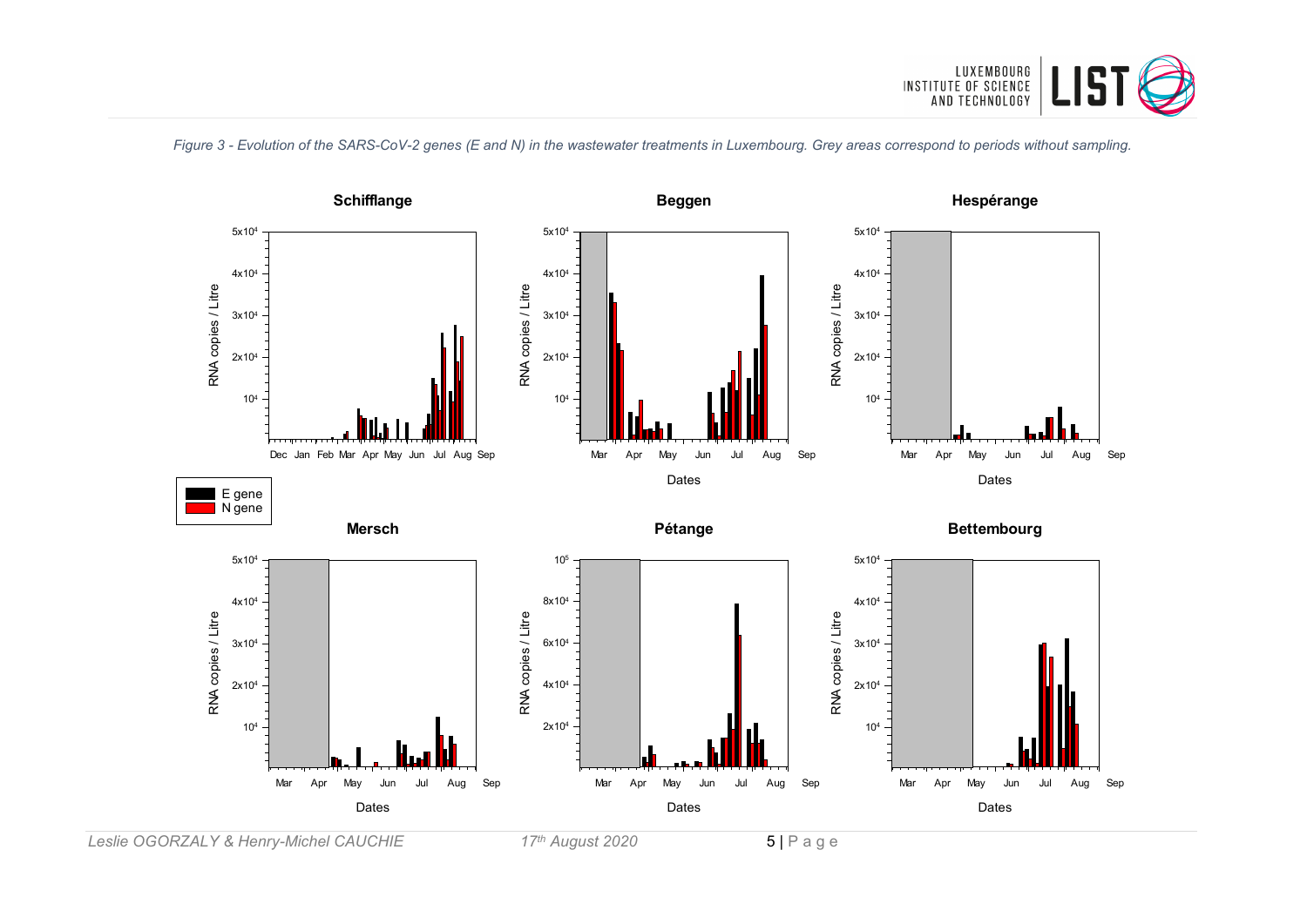*Figure 3 - Evolution of the SARS-CoV-2 genes (E and N) in the wastewater treatments in Luxembourg. Grey areas correspond to periods without sampling.*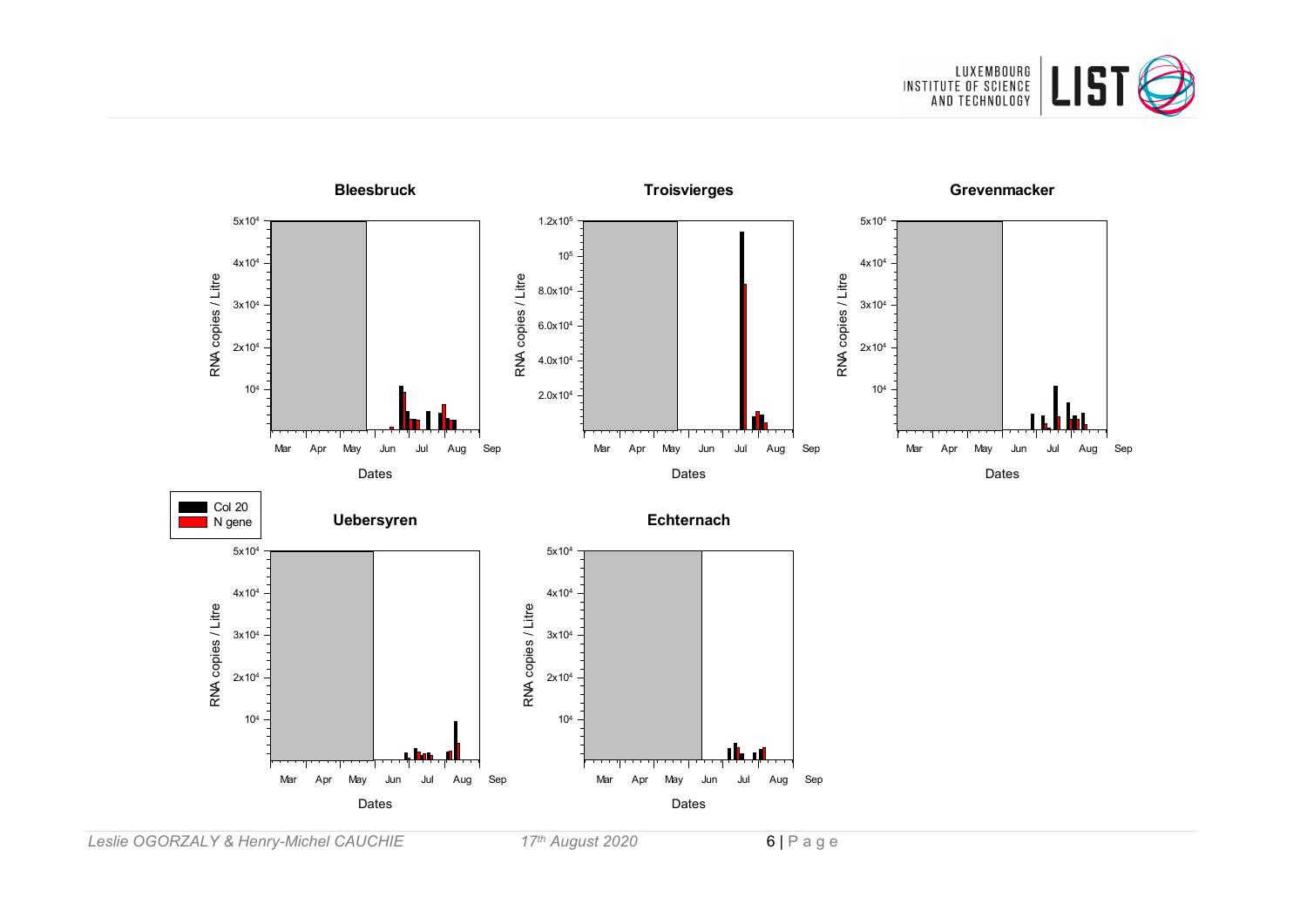**Bleesbruck**

**Troisvierges**

**Grevenmacker**

| |
|---|
| Col 20 |
| N gene |

**Uebersyren**

**Echternach**

RNA copies / Litre

Dates

Mar Apr May Jun Jul Aug Sep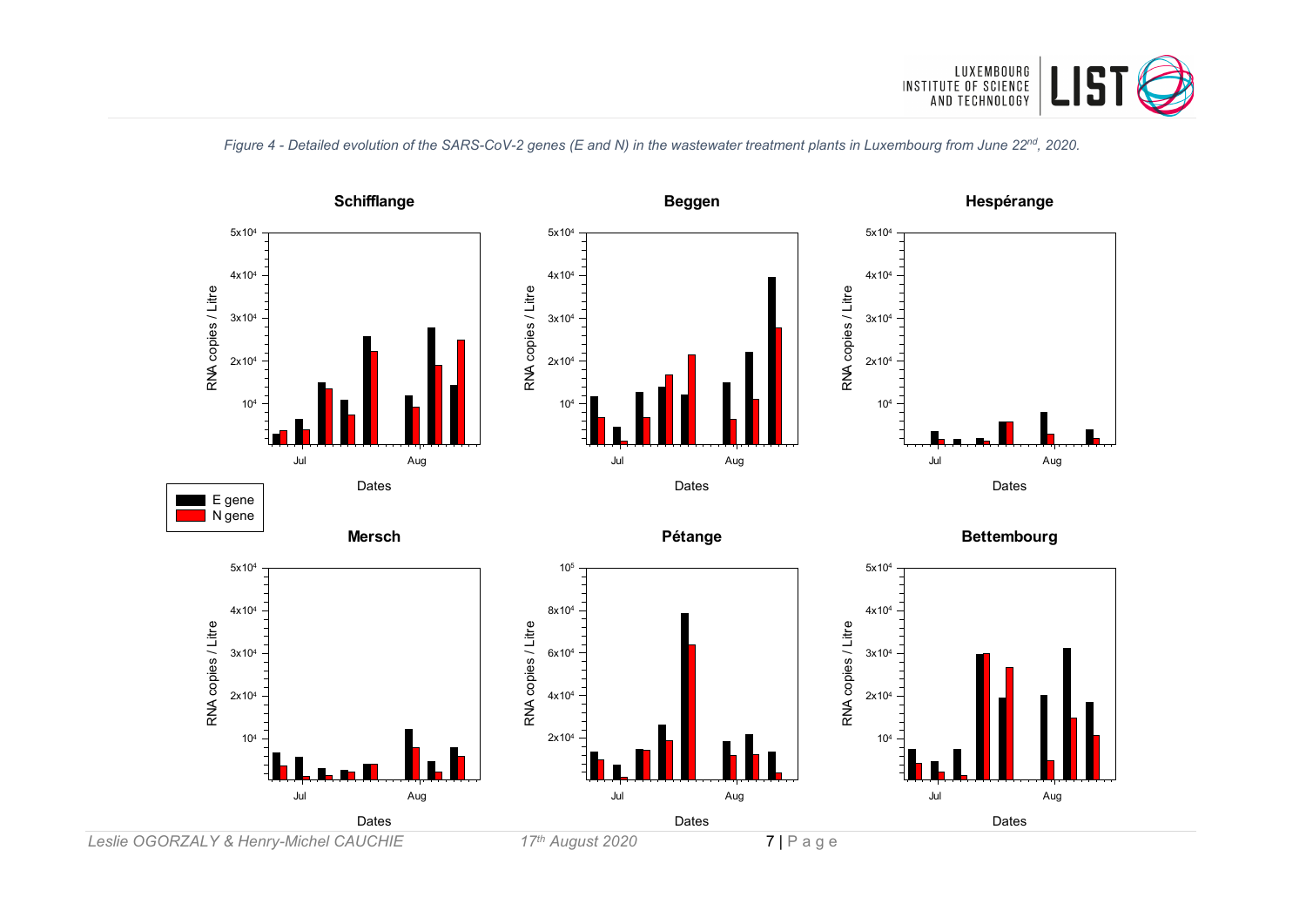*Figure 4 - Detailed evolution of the SARS-CoV-2 genes (E and N) in the wastewater treatment plants in Luxembourg from June 22nd, 2020.*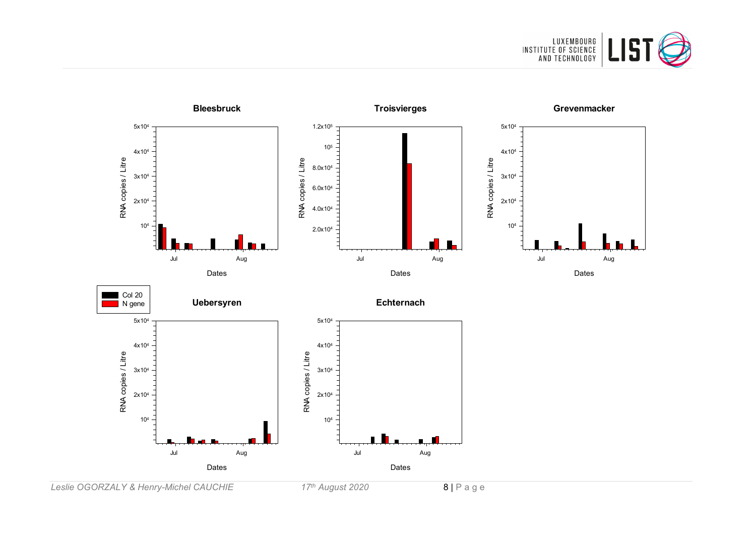**Bleesbruck**

RNA copies / Litre

Dates

**Troisvierges**

RNA copies / Litre

Dates

**Grevenmacker**

RNA copies / Litre

Dates

Col 20
N gene

**Uebersyren**

RNA copies / Litre

Dates

**Echternach**

RNA copies / Litre

Dates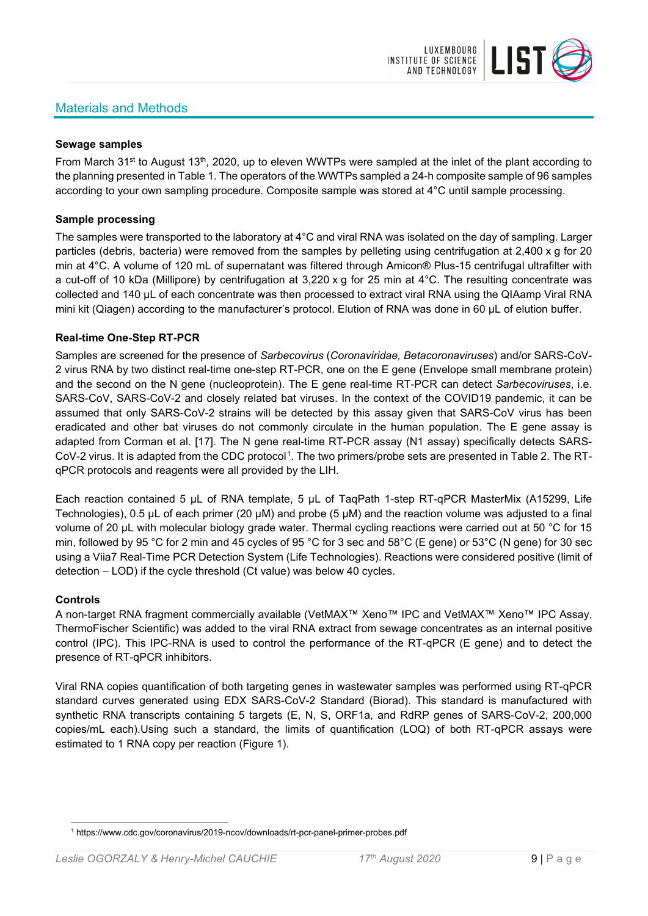## Materials and Methods

**Sewage samples**

From March 31st to August 13th, 2020, up to eleven WWTPs were sampled at the inlet of the plant according to the planning presented in Table 1. The operators of the WWTPs sampled a 24-h composite sample of 96 samples according to your own sampling procedure. Composite sample was stored at 4°C until sample processing.

**Sample processing**

The samples were transported to the laboratory at 4°C and viral RNA was isolated on the day of sampling. Larger particles (debris, bacteria) were removed from the samples by pelleting using centrifugation at 2,400 x g for 20 min at 4°C. A volume of 120 mL of supernatant was filtered through Amicon® Plus-15 centrifugal ultrafilter with a cut-off of 10 kDa (Millipore) by centrifugation at 3,220 x g for 25 min at 4°C. The resulting concentrate was collected and 140 µL of each concentrate was then processed to extract viral RNA using the QIAamp Viral RNA mini kit (Qiagen) according to the manufacturer's protocol. Elution of RNA was done in 60 µL of elution buffer.

**Real-time One-Step RT-PCR**

Samples are screened for the presence of *Sarbecovirus* (*Coronaviridae, Betacoronaviruses*) and/or SARS-CoV-2 virus RNA by two distinct real-time one-step RT-PCR, one on the E gene (Envelope small membrane protein) and the second on the N gene (nucleoprotein). The E gene real-time RT-PCR can detect *Sarbecoviruses*, i.e. SARS-CoV, SARS-CoV-2 and closely related bat viruses. In the context of the COVID19 pandemic, it can be assumed that only SARS-CoV-2 strains will be detected by this assay given that SARS-CoV virus has been eradicated and other bat viruses do not commonly circulate in the human population. The E gene assay is adapted from Corman et al. [17]. The N gene real-time RT-PCR assay (N1 assay) specifically detects SARS-CoV-2 virus. It is adapted from the CDC protocol[1]. The two primers/probe sets are presented in Table 2. The RT-qPCR protocols and reagents were all provided by the LIH.

Each reaction contained 5 µL of RNA template, 5 µL of TaqPath 1-step RT-qPCR MasterMix (A15299, Life Technologies), 0.5 µL of each primer (20 µM) and probe (5 µM) and the reaction volume was adjusted to a final volume of 20 µL with molecular biology grade water. Thermal cycling reactions were carried out at 50 °C for 15 min, followed by 95 °C for 2 min and 45 cycles of 95 °C for 3 sec and 58°C (E gene) or 53°C (N gene) for 30 sec using a Viia7 Real-Time PCR Detection System (Life Technologies). Reactions were considered positive (limit of detection – LOD) if the cycle threshold (Ct value) was below 40 cycles.

**Controls**

A non-target RNA fragment commercially available (VetMAX™ Xeno™ IPC and VetMAX™ Xeno™ IPC Assay, ThermoFischer Scientific) was added to the viral RNA extract from sewage concentrates as an internal positive control (IPC). This IPC-RNA is used to control the performance of the RT-qPCR (E gene) and to detect the presence of RT-qPCR inhibitors.

Viral RNA copies quantification of both targeting genes in wastewater samples was performed using RT-qPCR standard curves generated using EDX SARS-CoV-2 Standard (Biorad). This standard is manufactured with synthetic RNA transcripts containing 5 targets (E, N, S, ORF1a, and RdRP genes of SARS-CoV-2, 200,000 copies/mL each).Using such a standard, the limits of quantification (LOQ) of both RT-qPCR assays were estimated to 1 RNA copy per reaction (Figure 1).

[1] https://www.cdc.gov/coronavirus/2019-ncov/downloads/rt-pcr-panel-primer-probes.pdf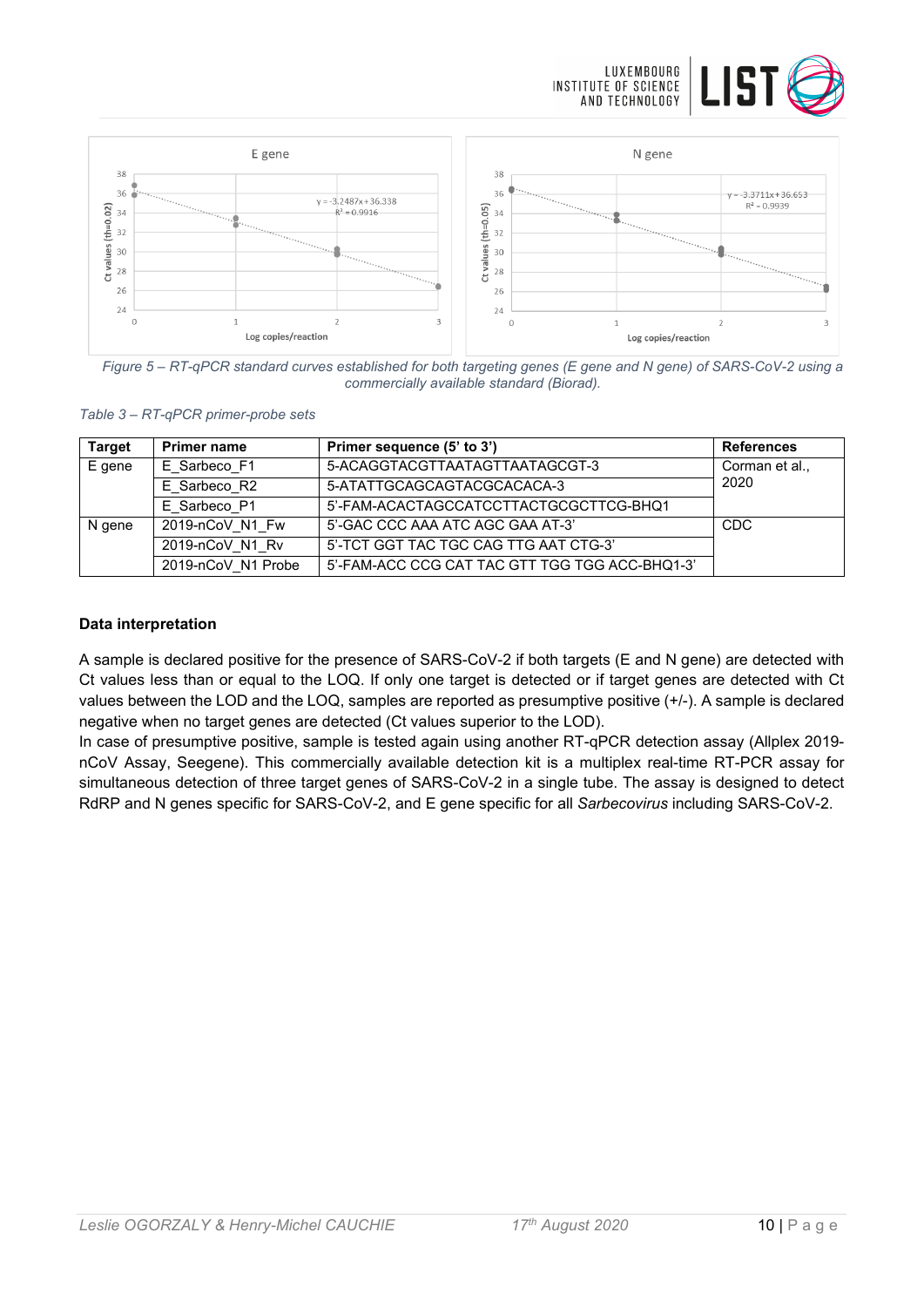E gene

38
36
34
32
30
28
26
24

Ct values (th=0.02)

0 1 2 3

Log copies/reaction

y = -3.2487x + 36.338
$R^2$ = 0.9916

N gene

38
36
34
32
30
28
26
24

Ct values (th=0.05)

0 1 2 3

Log copies/reaction

y = -3.3711x + 36.653
$R^2$ = 0.9939

*Figure 5 – RT-qPCR standard curves established for both targeting genes (E gene and N gene) of SARS-CoV-2 using a commercially available standard (Biorad).*

*Table 3 – RT-qPCR primer-probe sets*

| Target | Primer name | Primer sequence (5' to 3') | References |
|---|---|---|---|
| E gene | E_Sarbeco_F1 | 5-ACAGGTACGTTAATAGTTAATAGCGT-3 | Corman et al., 2020 |
| | E_Sarbeco_R2 | 5-ATATTGCAGCAGTACGCACACA-3 | |
| | E_Sarbeco_P1 | 5'-FAM-ACACTAGCCATCCTTACTGCGCTTCG-BHQ1 | |
| N gene | 2019-nCoV_N1_Fw | 5'-GAC CCC AAA ATC AGC GAA AT-3' | CDC |
| | 2019-nCoV_N1_Rv | 5'-TCT GGT TAC TGC CAG TTG AAT CTG-3' | |
| | 2019-nCoV_N1 Probe | 5'-FAM-ACC CCG CAT TAC GTT TGG TGG ACC-BHQ1-3' | |

**Data interpretation**

A sample is declared positive for the presence of SARS-CoV-2 if both targets (E and N gene) are detected with Ct values less than or equal to the LOQ. If only one target is detected or if target genes are detected with Ct values between the LOD and the LOQ, samples are reported as presumptive positive (+/-). A sample is declared negative when no target genes are detected (Ct values superior to the LOD).

In case of presumptive positive, sample is tested again using another RT-qPCR detection assay (Allplex 2019-nCoV Assay, Seegene). This commercially available detection kit is a multiplex real-time RT-PCR assay for simultaneous detection of three target genes of SARS-CoV-2 in a single tube. The assay is designed to detect RdRP and N genes specific for SARS-CoV-2, and E gene specific for all *Sarbecovirus* including SARS-CoV-2.